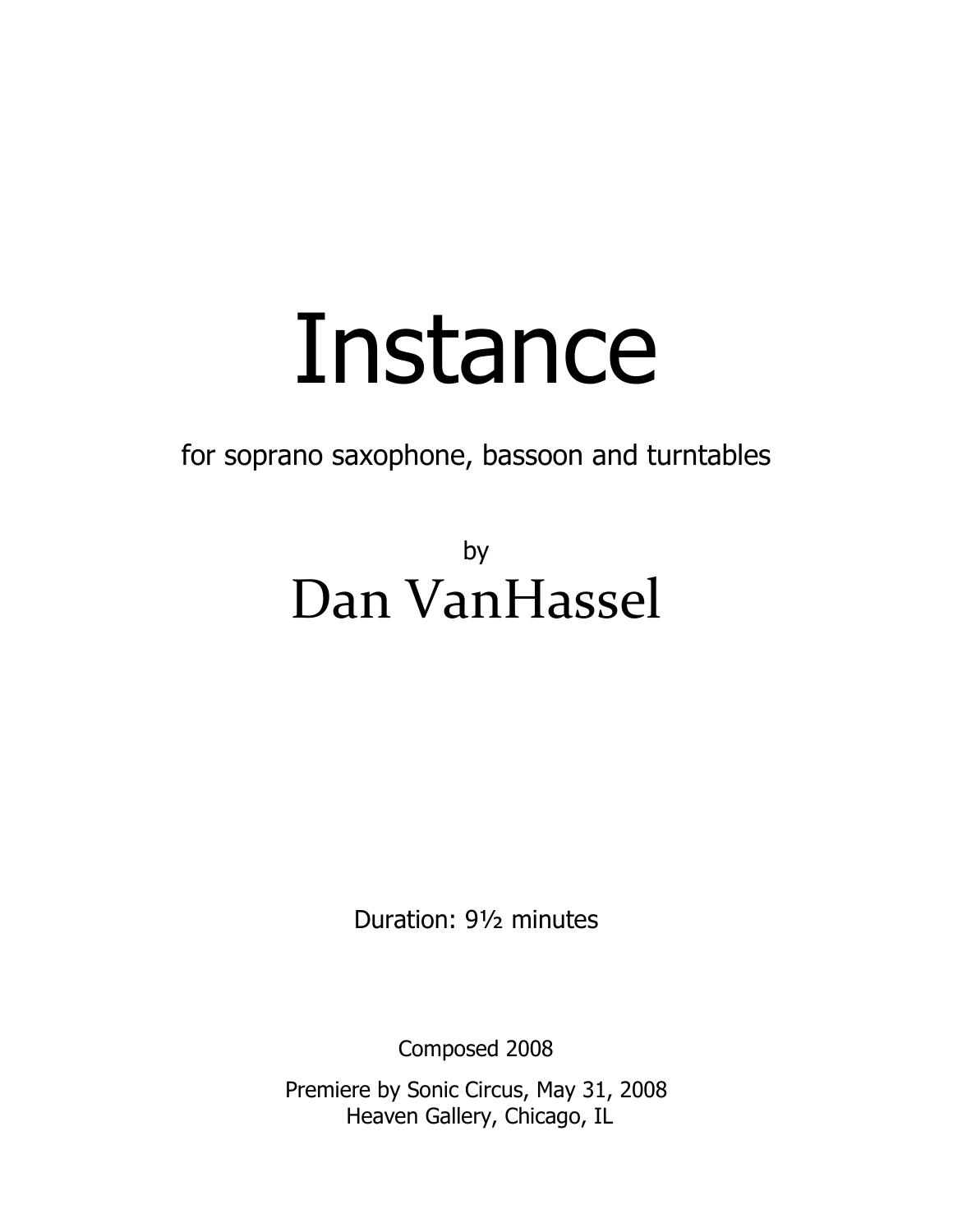# Instance

for soprano saxophone, bassoon and turntables

by

## Dan VanHassel

Duration: 9½ minutes

Composed 2008

Premiere by Sonic Circus, May 31, 2008
Heaven Gallery, Chicago, IL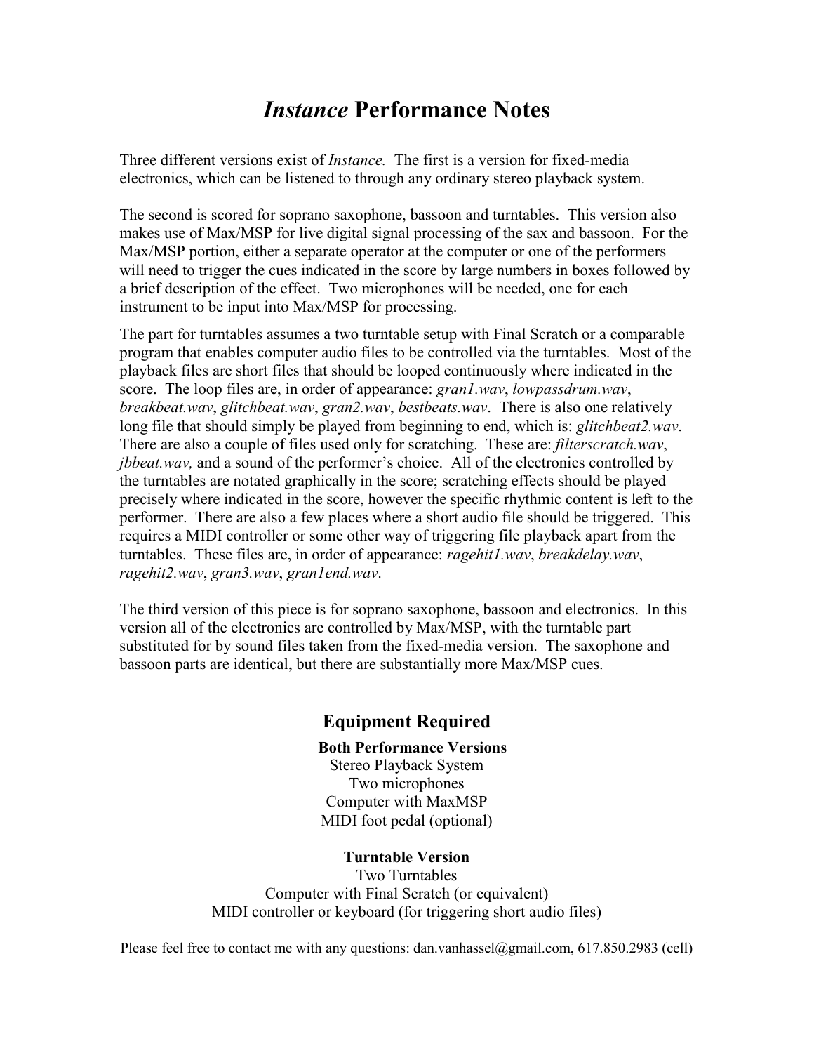# *Instance* Performance Notes

Three different versions exist of *Instance.* The first is a version for fixed-media electronics, which can be listened to through any ordinary stereo playback system.

The second is scored for soprano saxophone, bassoon and turntables. This version also makes use of Max/MSP for live digital signal processing of the sax and bassoon. For the Max/MSP portion, either a separate operator at the computer or one of the performers will need to trigger the cues indicated in the score by large numbers in boxes followed by a brief description of the effect. Two microphones will be needed, one for each instrument to be input into Max/MSP for processing.

The part for turntables assumes a two turntable setup with Final Scratch or a comparable program that enables computer audio files to be controlled via the turntables. Most of the playback files are short files that should be looped continuously where indicated in the score. The loop files are, in order of appearance: *gran1.wav*, *lowpassdrum.wav*, *breakbeat.wav*, *glitchbeat.wav*, *gran2.wav*, *bestbeats.wav*. There is also one relatively long file that should simply be played from beginning to end, which is: *glitchbeat2.wav*. There are also a couple of files used only for scratching. These are: *filterscratch.wav*, *jbbeat.wav,* and a sound of the performer's choice. All of the electronics controlled by the turntables are notated graphically in the score; scratching effects should be played precisely where indicated in the score, however the specific rhythmic content is left to the performer. There are also a few places where a short audio file should be triggered. This requires a MIDI controller or some other way of triggering file playback apart from the turntables. These files are, in order of appearance: *ragehit1.wav*, *breakdelay.wav*, *ragehit2.wav*, *gran3.wav*, *gran1end.wav*.

The third version of this piece is for soprano saxophone, bassoon and electronics. In this version all of the electronics are controlled by Max/MSP, with the turntable part substituted for by sound files taken from the fixed-media version. The saxophone and bassoon parts are identical, but there are substantially more Max/MSP cues.

## Equipment Required

**Both Performance Versions**

Stereo Playback System
Two microphones
Computer with MaxMSP
MIDI foot pedal (optional)

**Turntable Version**

Two Turntables
Computer with Final Scratch (or equivalent)
MIDI controller or keyboard (for triggering short audio files)

Please feel free to contact me with any questions: dan.vanhassel@gmail.com, 617.850.2983 (cell)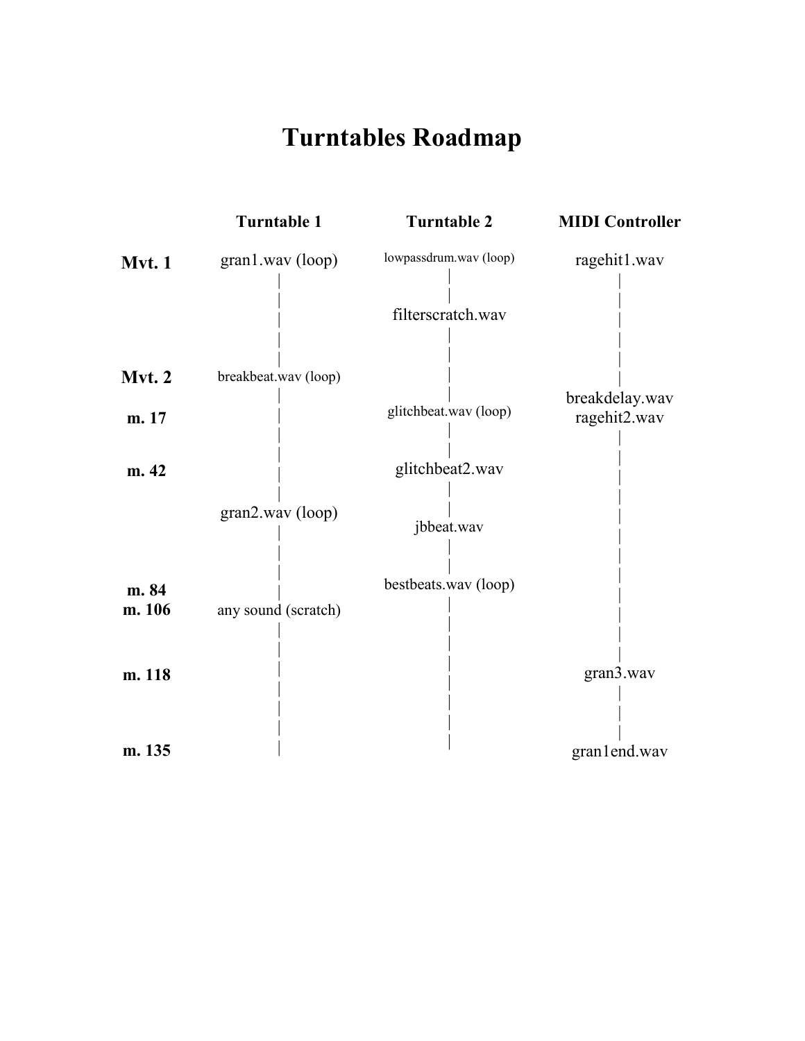# Turntables Roadmap

| | Turntable 1 | Turntable 2 | MIDI Controller |
|---|---|---|---|
| **Mvt. 1** | gran1.wav (loop) | lowpassdrum.wav (loop) | ragehit1.wav |
| | | filterscratch.wav | |
| **Mvt. 2** | breakbeat.wav (loop) | | |
| | | | breakdelay.wav |
| **m. 17** | | glitchbeat.wav (loop) | ragehit2.wav |
| **m. 42** | | glitchbeat2.wav | |
| | gran2.wav (loop) | jbbeat.wav | |
| **m. 84** | | bestbeats.wav (loop) | |
| **m. 106** | any sound (scratch) | | |
| **m. 118** | | | gran3.wav |
| **m. 135** | | | gran1end.wav |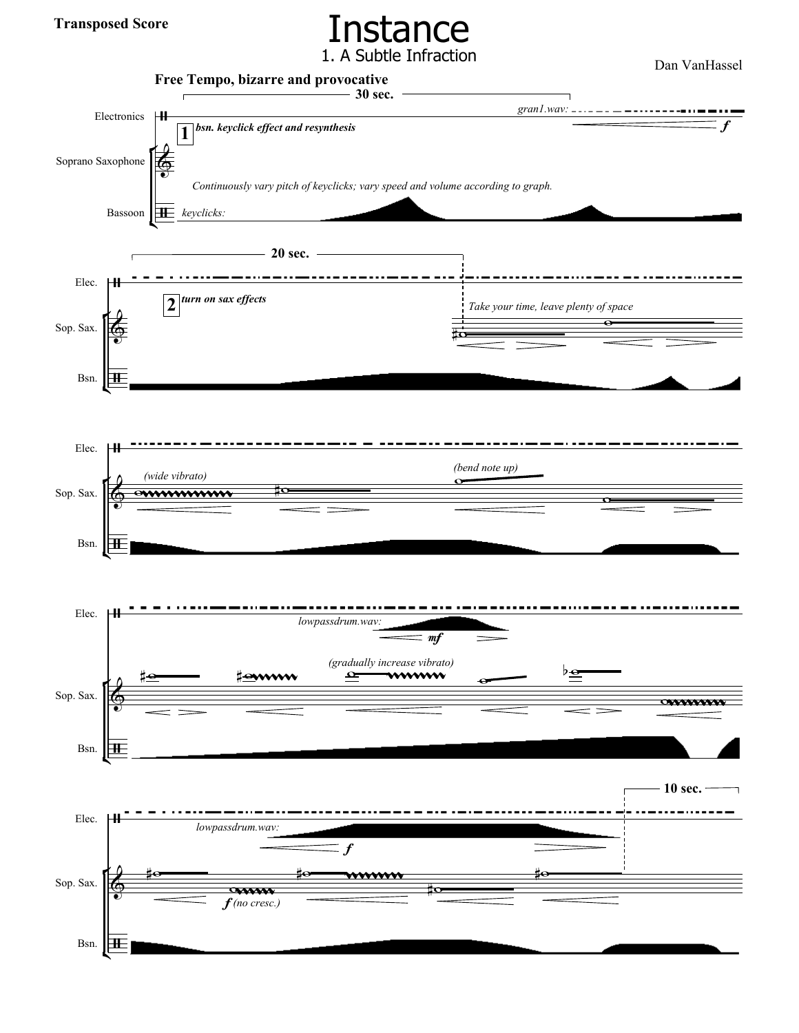**Transposed Score**

# Instance

## 1. A Subtle Infraction

Dan VanHassel

**Free Tempo, bizarre and provocative**

30 sec.

Electronics — *gran1.wav:* ***f***

Soprano Saxophone

Bassoon

**1** ***bsn. keyclick effect and resynthesis***

*Continuously vary pitch of keyclicks; vary speed and volume according to graph.*

*keyclicks:*

20 sec.

**2** ***turn on sax effects***

*Take your time, leave plenty of space*

*(wide vibrato)*

*(bend note up)*

*lowpassdrum.wav:* ***mf***

*(gradually increase vibrato)*

*lowpassdrum.wav:* ***f***

***f*** *(no cresc.)*

10 sec.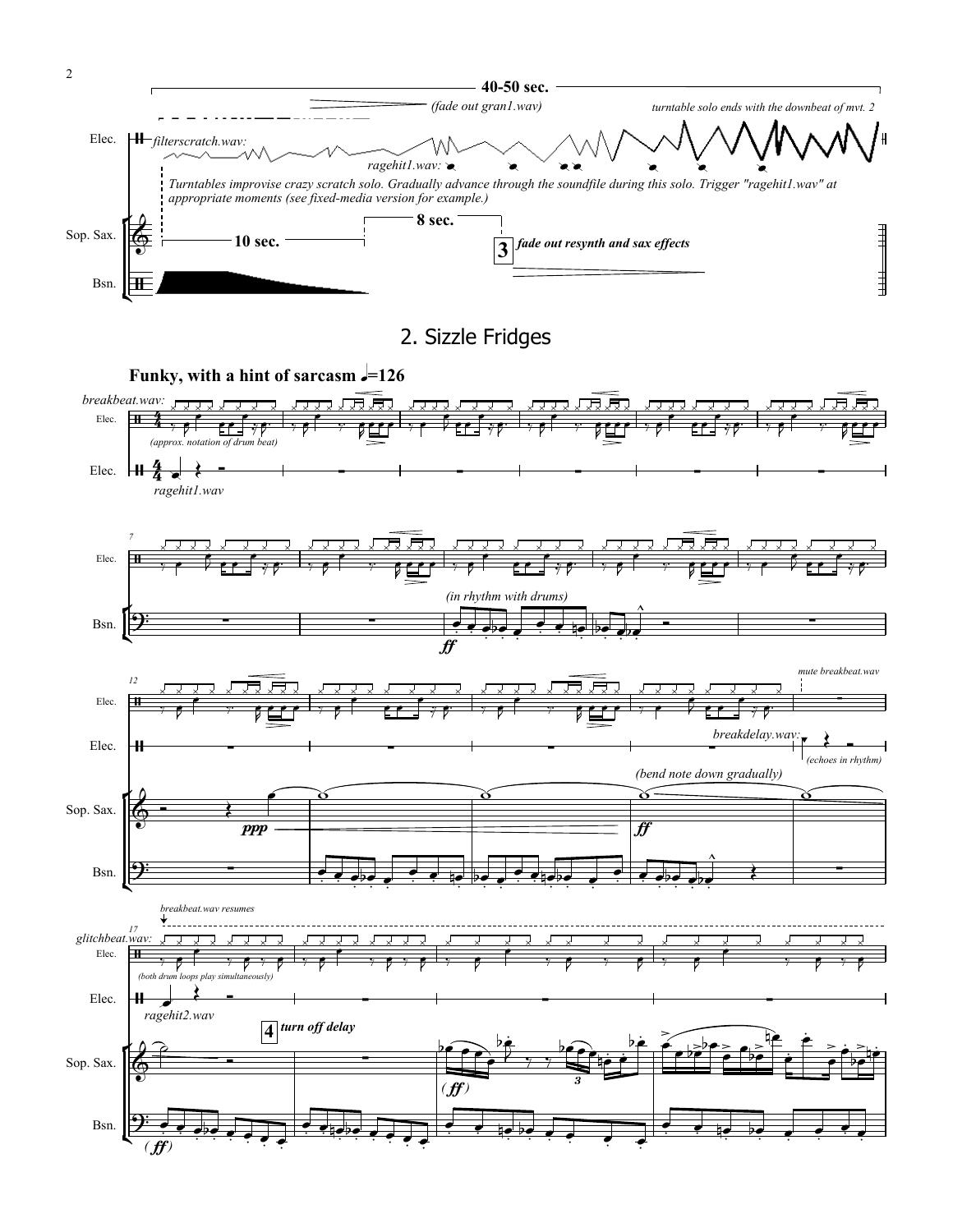## 2. Sizzle Fridges

**Funky, with a hint of sarcasm** ♩=126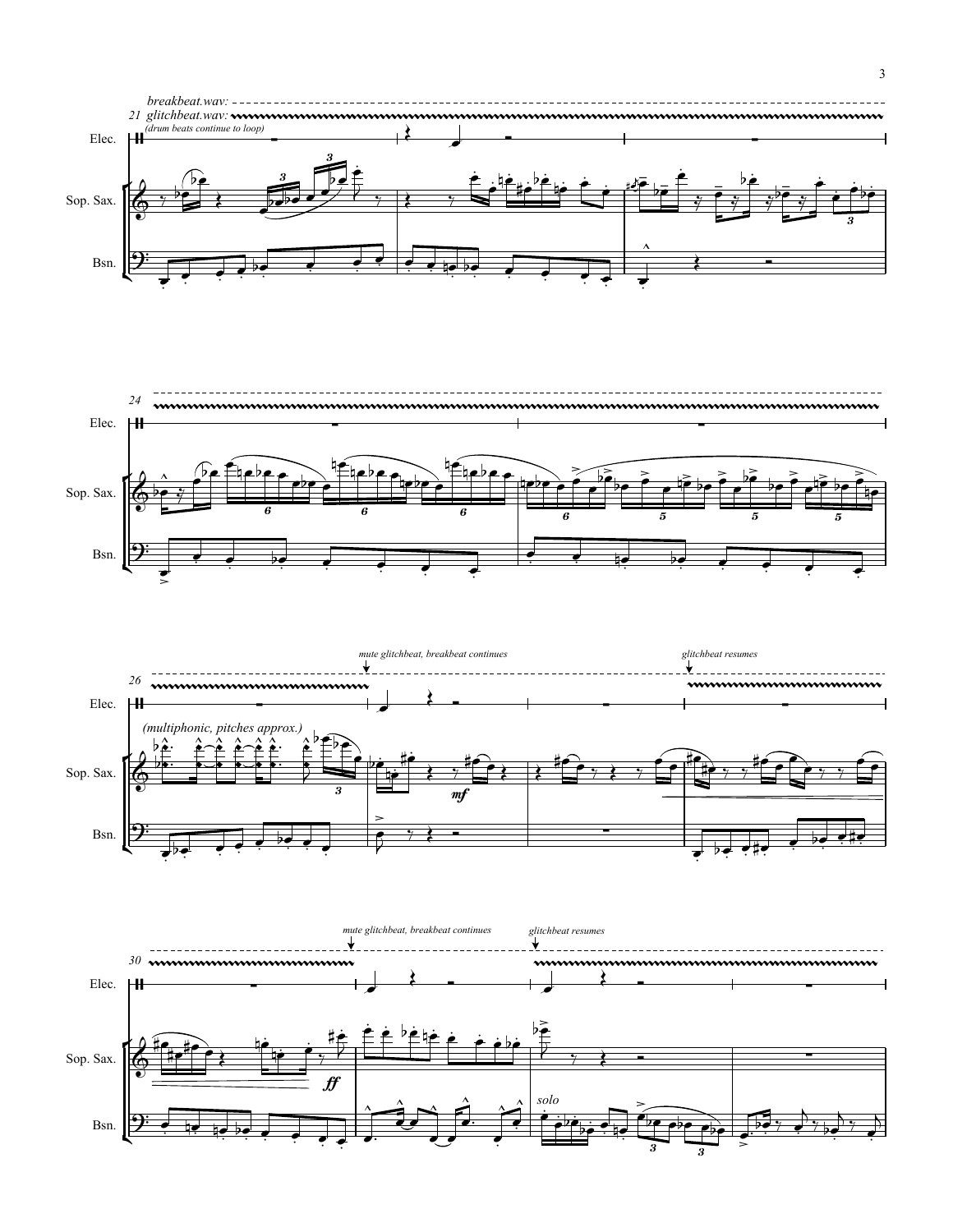breakbeat.wav:
21 glitchbeat.wav:
(drum beats continue to loop)

Elec.

Sop. Sax.

Bsn.

24

Elec.

Sop. Sax.

Bsn.

26

mute glitchbeat, breakbeat continues

glitchbeat resumes

Elec.

(multiphonic, pitches approx.)

Sop. Sax.

*mf*

Bsn.

30

mute glitchbeat, breakbeat continues

glitchbeat resumes

Elec.

Sop. Sax.

*ff*

Bsn.

solo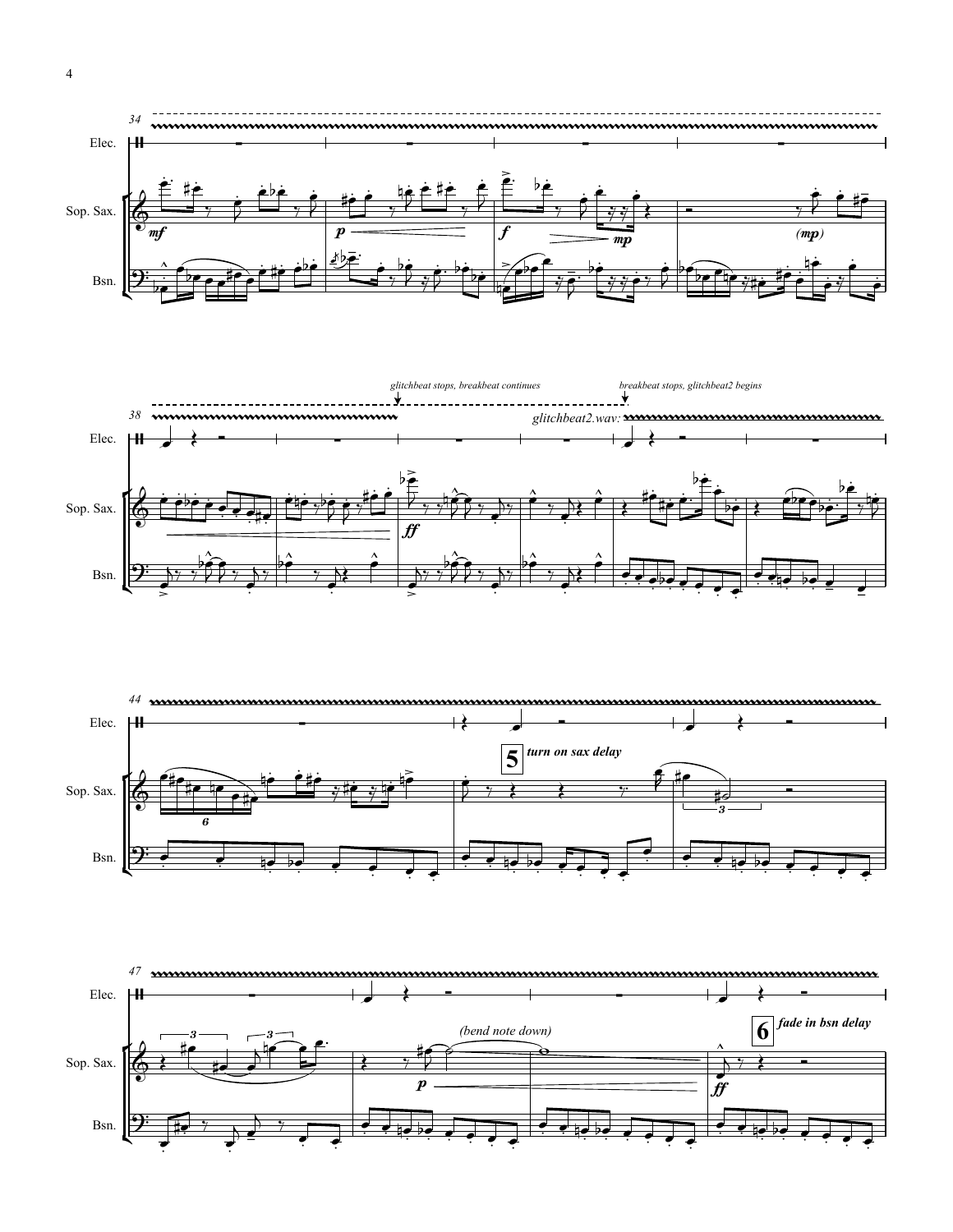34

Elec.

Sop. Sax.

Bsn.

*mf* *p* *f* *mp* *(mp)*

38

*glitchbeat stops, breakbeat continues*

*breakbeat stops, glitchbeat2 begins*

*glitchbeat2.wav:*

*ff*

44

**5** ***turn on sax delay***

6

3

47

*(bend note down)*

*p*

3 3

**6** ***fade in bsn delay***

*ff*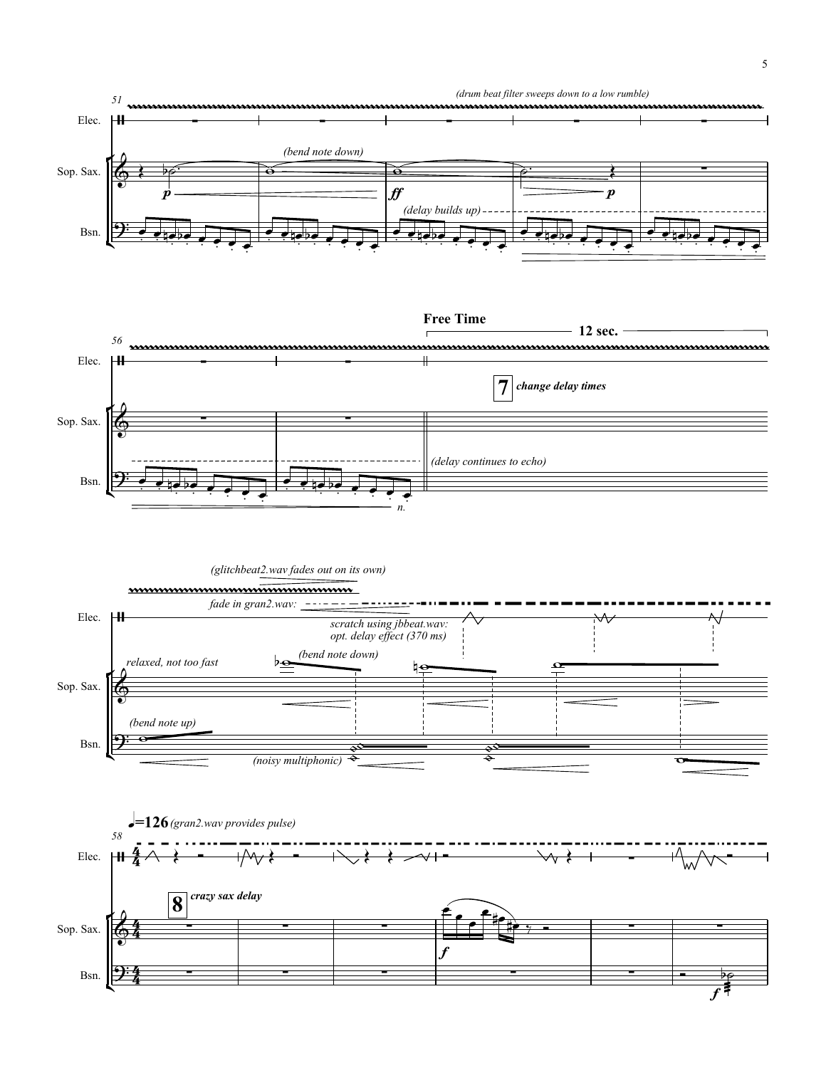51

(drum beat filter sweeps down to a low rumble)

Elec.

Sop. Sax.

*p* (bend note down) *ff* *p*

Bsn.

(delay builds up)

56

**Free Time** 12 sec.

Elec.

**7** *change delay times*

Sop. Sax.

Bsn.

*n.* (delay continues to echo)

(glitchbeat2.wav fades out on its own)

fade in gran2.wav:

Elec.

scratch using jbbeat.wav: opt. delay effect (370 ms)

Sop. Sax.

relaxed, not too fast

(bend note down)

Bsn.

(bend note up)

(noisy multiphonic)

58

♩=126 (gran2.wav provides pulse)

Elec.

**8** *crazy sax delay*

Sop. Sax.

*f*

Bsn.

*f*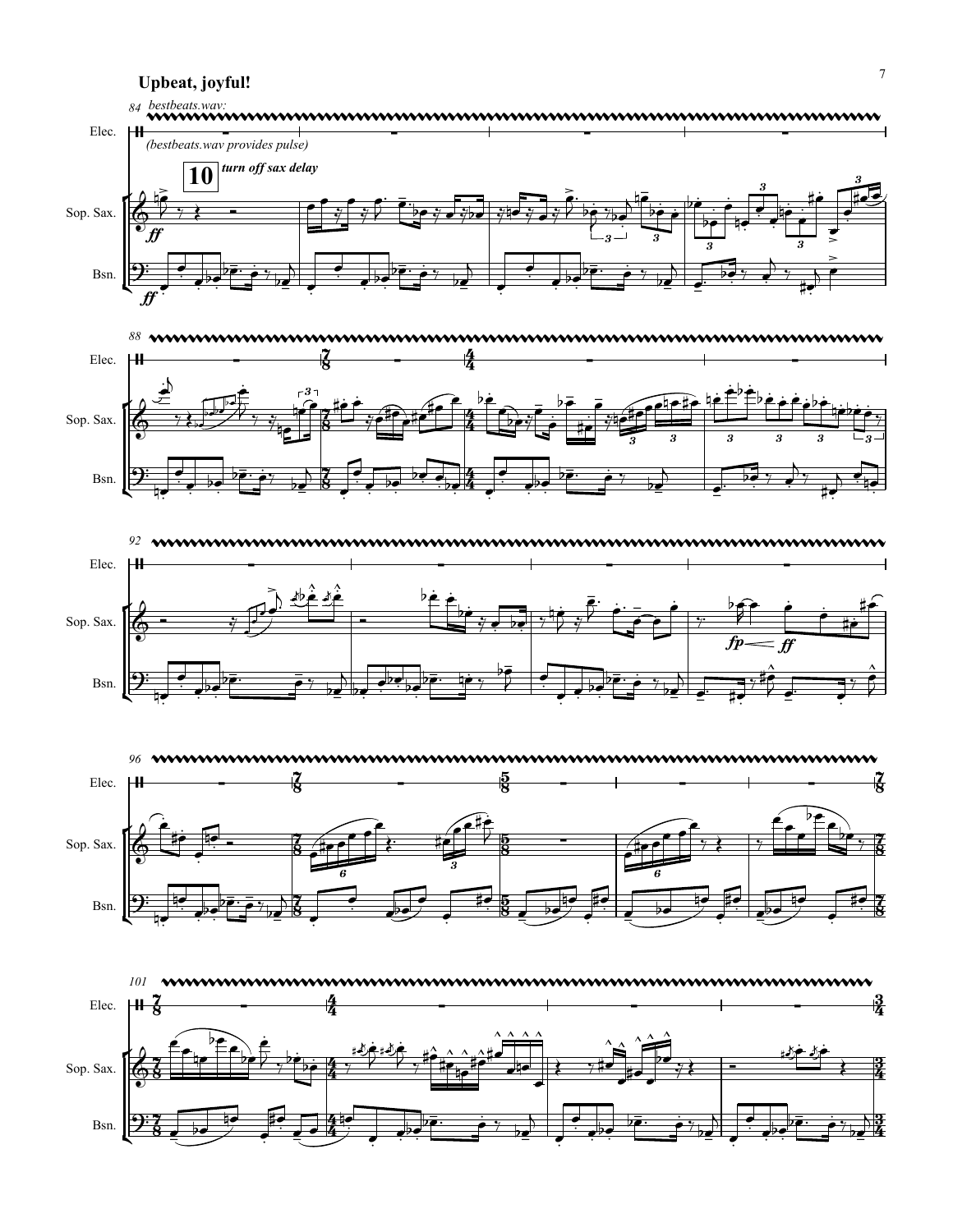**Upbeat, joyful!**

84 *bestbeats.wav:*

*(bestbeats.wav provides pulse)*

**10** ***turn off sax delay***

Elec.

Sop. Sax.

Bsn.

***ff***

***ff***

88

92

***fp*** ***ff***

96

101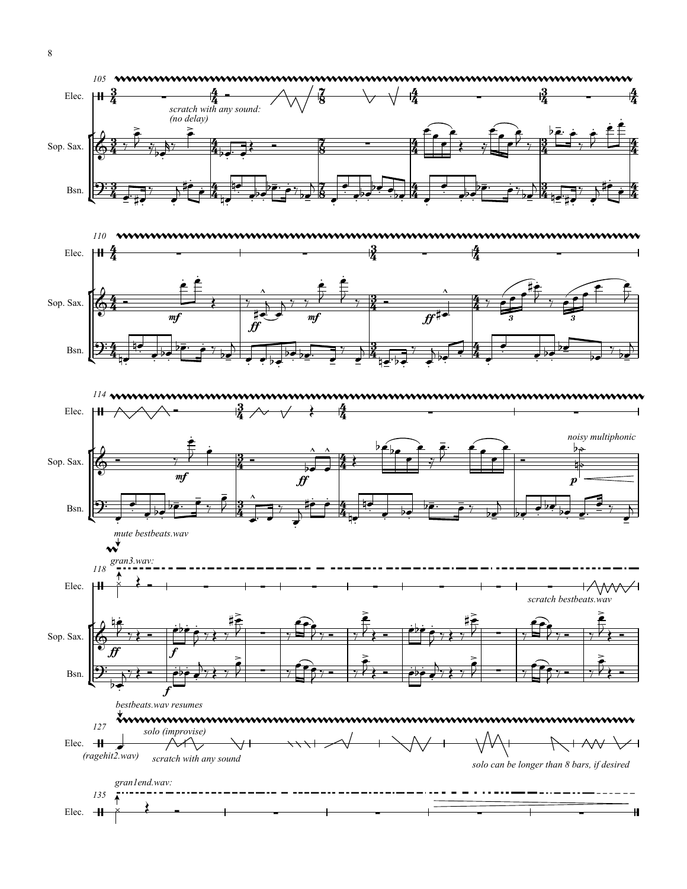*scratch with any sound:*
*(no delay)*

*noisy multiphonic*

*mute bestbeats.wav*

*gran3.wav:*

*scratch bestbeats.wav*

*bestbeats.wav resumes*

*solo (improvise)*

*(ragehit2.wav)*

*scratch with any sound*

*solo can be longer than 8 bars, if desired*

*gran1end.wav:*